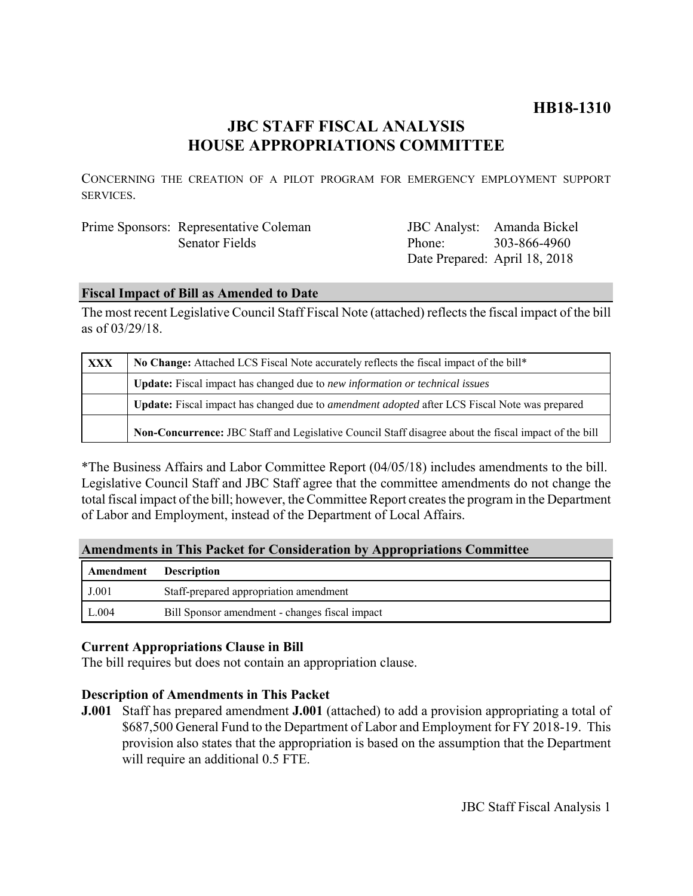# HB18-1310

## JBC STAFF FISCAL ANALYSIS
## HOUSE APPROPRIATIONS COMMITTEE

CONCERNING THE CREATION OF A PILOT PROGRAM FOR EMERGENCY EMPLOYMENT SUPPORT SERVICES.

| | | | |
|---|---|---|---|
| Prime Sponsors: | Representative Coleman | JBC Analyst: | Amanda Bickel |
| | Senator Fields | Phone: | 303-866-4960 |
| | | Date Prepared: | April 18, 2018 |

### Fiscal Impact of Bill as Amended to Date

The most recent Legislative Council Staff Fiscal Note (attached) reflects the fiscal impact of the bill as of 03/29/18.

| | |
|---|---|
| **XXX** | **No Change:** Attached LCS Fiscal Note accurately reflects the fiscal impact of the bill* |
| | **Update:** Fiscal impact has changed due to *new information or technical issues* |
| | **Update:** Fiscal impact has changed due to *amendment adopted* after LCS Fiscal Note was prepared |
| | **Non-Concurrence:** JBC Staff and Legislative Council Staff disagree about the fiscal impact of the bill |

*The Business Affairs and Labor Committee Report (04/05/18) includes amendments to the bill. Legislative Council Staff and JBC Staff agree that the committee amendments do not change the total fiscal impact of the bill; however, the Committee Report creates the program in the Department of Labor and Employment, instead of the Department of Local Affairs.

### Amendments in This Packet for Consideration by Appropriations Committee

| Amendment | Description |
|---|---|
| J.001 | Staff-prepared appropriation amendment |
| L.004 | Bill Sponsor amendment - changes fiscal impact |

### Current Appropriations Clause in Bill

The bill requires but does not contain an appropriation clause.

### Description of Amendments in This Packet

**J.001** Staff has prepared amendment **J.001** (attached) to add a provision appropriating a total of $687,500 General Fund to the Department of Labor and Employment for FY 2018-19. This provision also states that the appropriation is based on the assumption that the Department will require an additional 0.5 FTE.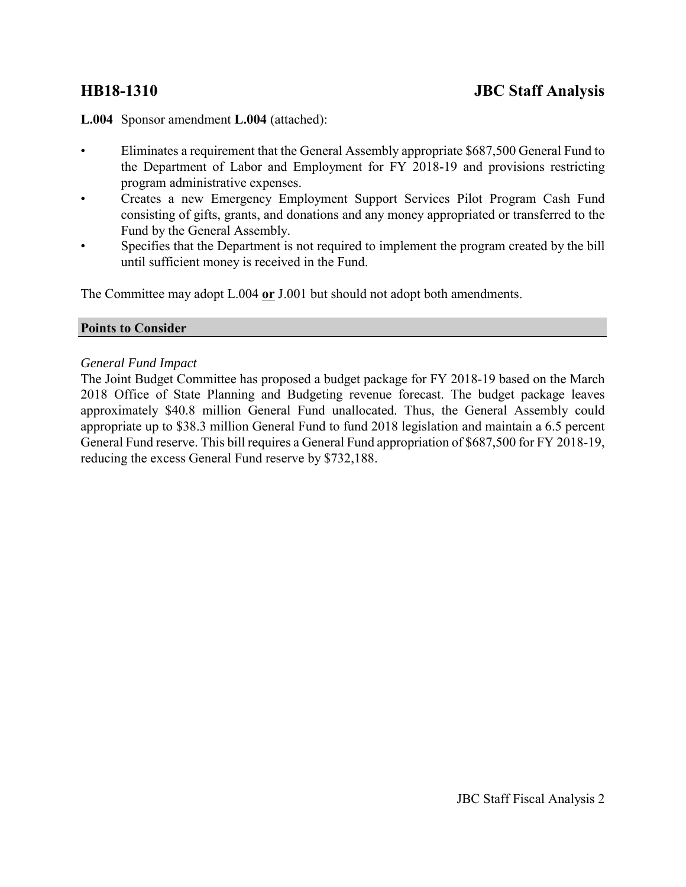## HB18-1310 JBC Staff Analysis

**L.004** Sponsor amendment **L.004** (attached):

- Eliminates a requirement that the General Assembly appropriate $687,500 General Fund to the Department of Labor and Employment for FY 2018-19 and provisions restricting program administrative expenses.
- Creates a new Emergency Employment Support Services Pilot Program Cash Fund consisting of gifts, grants, and donations and any money appropriated or transferred to the Fund by the General Assembly.
- Specifies that the Department is not required to implement the program created by the bill until sufficient money is received in the Fund.

The Committee may adopt L.004 **or** J.001 but should not adopt both amendments.

### Points to Consider

*General Fund Impact*

The Joint Budget Committee has proposed a budget package for FY 2018-19 based on the March 2018 Office of State Planning and Budgeting revenue forecast. The budget package leaves approximately $40.8 million General Fund unallocated. Thus, the General Assembly could appropriate up to $38.3 million General Fund to fund 2018 legislation and maintain a 6.5 percent General Fund reserve. This bill requires a General Fund appropriation of $687,500 for FY 2018-19, reducing the excess General Fund reserve by $732,188.